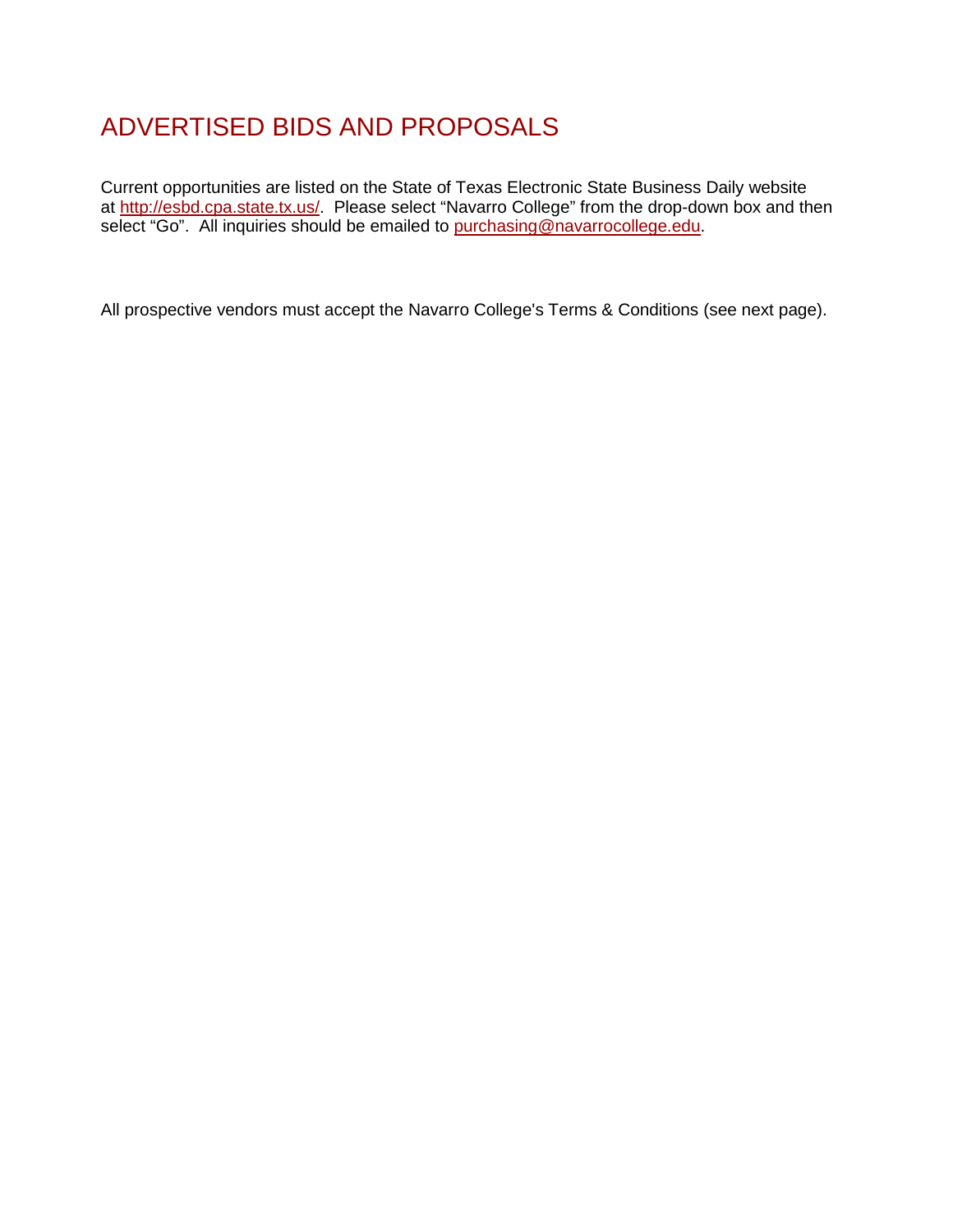# ADVERTISED BIDS AND PROPOSALS

Current opportunities are listed on the State of Texas Electronic State Business Daily website at [http://esbd.cpa.state.tx.us/](http://esbd.cpa.state.tx.us/). Please select “Navarro College” from the drop-down box and then select “Go”. All inquiries should be emailed to [purchasing@navarrocollege.edu](mailto:purchasing@navarrocollege.edu).

All prospective vendors must accept the Navarro College's Terms & Conditions (see next page).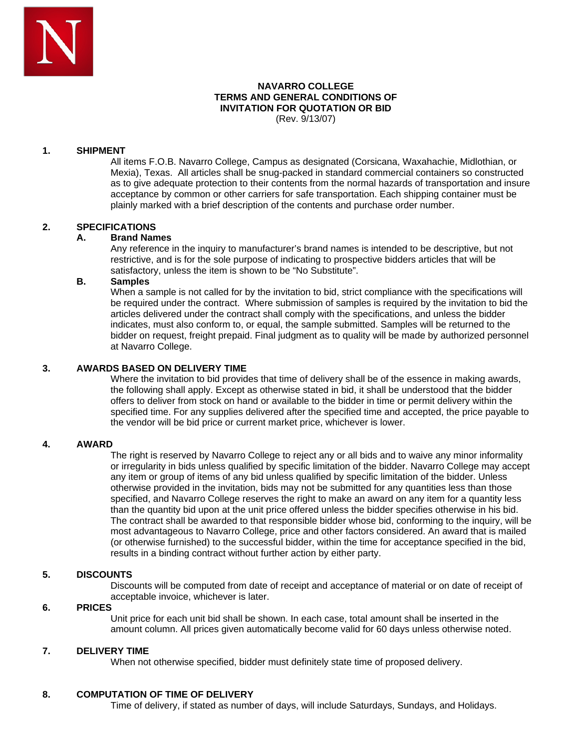**NAVARRO COLLEGE**
**TERMS AND GENERAL CONDITIONS OF**
**INVITATION FOR QUOTATION OR BID**
(Rev. 9/13/07)

## 1. SHIPMENT

All items F.O.B. Navarro College, Campus as designated (Corsicana, Waxahachie, Midlothian, or Mexia), Texas. All articles shall be snug-packed in standard commercial containers so constructed as to give adequate protection to their contents from the normal hazards of transportation and insure acceptance by common or other carriers for safe transportation. Each shipping container must be plainly marked with a brief description of the contents and purchase order number.

## 2. SPECIFICATIONS

### A. Brand Names

Any reference in the inquiry to manufacturer's brand names is intended to be descriptive, but not restrictive, and is for the sole purpose of indicating to prospective bidders articles that will be satisfactory, unless the item is shown to be "No Substitute".

### B. Samples

When a sample is not called for by the invitation to bid, strict compliance with the specifications will be required under the contract. Where submission of samples is required by the invitation to bid the articles delivered under the contract shall comply with the specifications, and unless the bidder indicates, must also conform to, or equal, the sample submitted. Samples will be returned to the bidder on request, freight prepaid. Final judgment as to quality will be made by authorized personnel at Navarro College.

## 3. AWARDS BASED ON DELIVERY TIME

Where the invitation to bid provides that time of delivery shall be of the essence in making awards, the following shall apply. Except as otherwise stated in bid, it shall be understood that the bidder offers to deliver from stock on hand or available to the bidder in time or permit delivery within the specified time. For any supplies delivered after the specified time and accepted, the price payable to the vendor will be bid price or current market price, whichever is lower.

## 4. AWARD

The right is reserved by Navarro College to reject any or all bids and to waive any minor informality or irregularity in bids unless qualified by specific limitation of the bidder. Navarro College may accept any item or group of items of any bid unless qualified by specific limitation of the bidder. Unless otherwise provided in the invitation, bids may not be submitted for any quantities less than those specified, and Navarro College reserves the right to make an award on any item for a quantity less than the quantity bid upon at the unit price offered unless the bidder specifies otherwise in his bid. The contract shall be awarded to that responsible bidder whose bid, conforming to the inquiry, will be most advantageous to Navarro College, price and other factors considered. An award that is mailed (or otherwise furnished) to the successful bidder, within the time for acceptance specified in the bid, results in a binding contract without further action by either party.

## 5. DISCOUNTS

Discounts will be computed from date of receipt and acceptance of material or on date of receipt of acceptable invoice, whichever is later.

## 6. PRICES

Unit price for each unit bid shall be shown. In each case, total amount shall be inserted in the amount column. All prices given automatically become valid for 60 days unless otherwise noted.

## 7. DELIVERY TIME

When not otherwise specified, bidder must definitely state time of proposed delivery.

## 8. COMPUTATION OF TIME OF DELIVERY

Time of delivery, if stated as number of days, will include Saturdays, Sundays, and Holidays.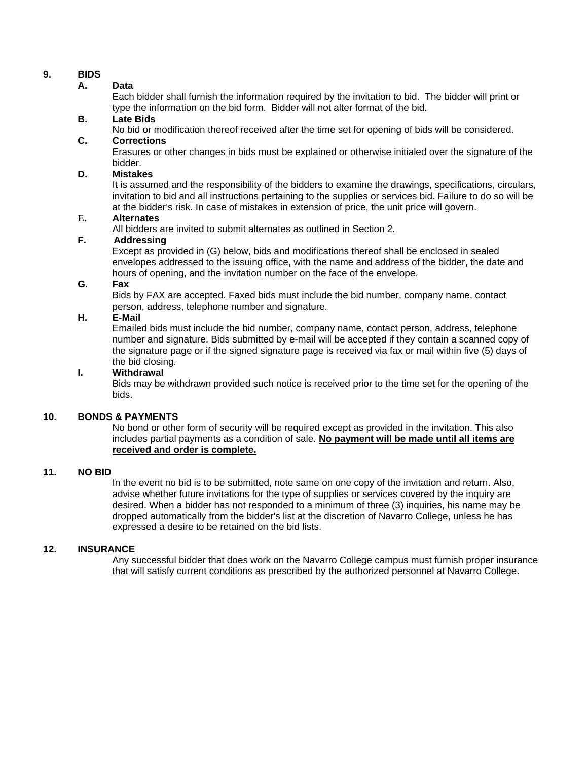**9. BIDS**

**A. Data**

Each bidder shall furnish the information required by the invitation to bid. The bidder will print or type the information on the bid form. Bidder will not alter format of the bid.

**B. Late Bids**

No bid or modification thereof received after the time set for opening of bids will be considered.

**C. Corrections**

Erasures or other changes in bids must be explained or otherwise initialed over the signature of the bidder.

**D. Mistakes**

It is assumed and the responsibility of the bidders to examine the drawings, specifications, circulars, invitation to bid and all instructions pertaining to the supplies or services bid. Failure to do so will be at the bidder's risk. In case of mistakes in extension of price, the unit price will govern.

**E. Alternates**

All bidders are invited to submit alternates as outlined in Section 2.

**F. Addressing**

Except as provided in (G) below, bids and modifications thereof shall be enclosed in sealed envelopes addressed to the issuing office, with the name and address of the bidder, the date and hours of opening, and the invitation number on the face of the envelope.

**G. Fax**

Bids by FAX are accepted. Faxed bids must include the bid number, company name, contact person, address, telephone number and signature.

**H. E-Mail**

Emailed bids must include the bid number, company name, contact person, address, telephone number and signature. Bids submitted by e-mail will be accepted if they contain a scanned copy of the signature page or if the signed signature page is received via fax or mail within five (5) days of the bid closing.

**I. Withdrawal**

Bids may be withdrawn provided such notice is received prior to the time set for the opening of the bids.

**10. BONDS & PAYMENTS**

No bond or other form of security will be required except as provided in the invitation. This also includes partial payments as a condition of sale. **No payment will be made until all items are received and order is complete.**

**11. NO BID**

In the event no bid is to be submitted, note same on one copy of the invitation and return. Also, advise whether future invitations for the type of supplies or services covered by the inquiry are desired. When a bidder has not responded to a minimum of three (3) inquiries, his name may be dropped automatically from the bidder's list at the discretion of Navarro College, unless he has expressed a desire to be retained on the bid lists.

**12. INSURANCE**

Any successful bidder that does work on the Navarro College campus must furnish proper insurance that will satisfy current conditions as prescribed by the authorized personnel at Navarro College.